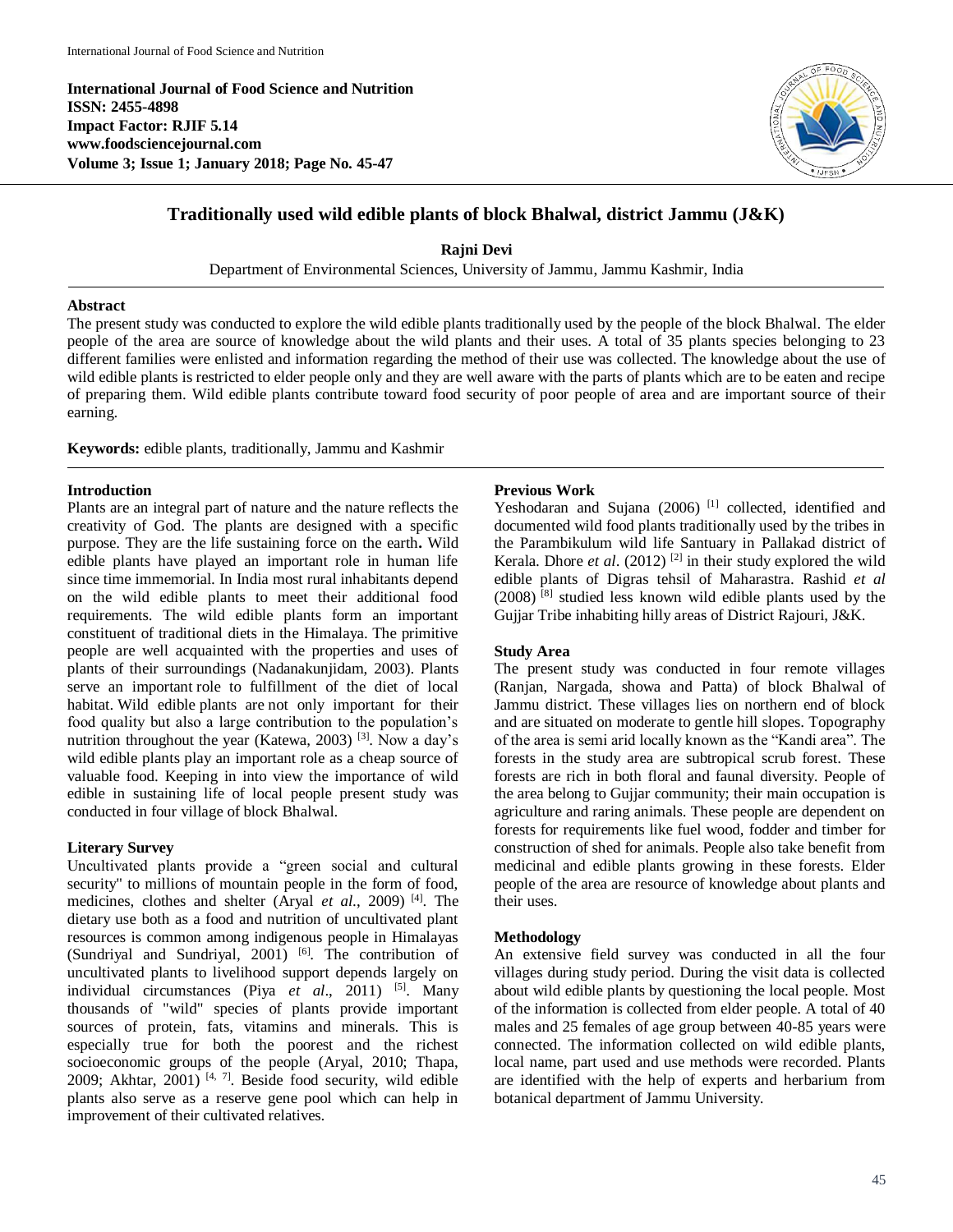**International Journal of Food Science and Nutrition**
**ISSN: 2455-4898**
**Impact Factor: RJIF 5.14**
**www.foodsciencejournal.com**
**Volume 3; Issue 1; January 2018; Page No. 45-47**

# Traditionally used wild edible plants of block Bhalwal, district Jammu (J&K)

**Rajni Devi**

Department of Environmental Sciences, University of Jammu, Jammu Kashmir, India

## Abstract

The present study was conducted to explore the wild edible plants traditionally used by the people of the block Bhalwal. The elder people of the area are source of knowledge about the wild plants and their uses. A total of 35 plants species belonging to 23 different families were enlisted and information regarding the method of their use was collected. The knowledge about the use of wild edible plants is restricted to elder people only and they are well aware with the parts of plants which are to be eaten and recipe of preparing them. Wild edible plants contribute toward food security of poor people of area and are important source of their earning.

**Keywords:** edible plants, traditionally, Jammu and Kashmir

## Introduction

Plants are an integral part of nature and the nature reflects the creativity of God. The plants are designed with a specific purpose. They are the life sustaining force on the earth**.** Wild edible plants have played an important role in human life since time immemorial. In India most rural inhabitants depend on the wild edible plants to meet their additional food requirements. The wild edible plants form an important constituent of traditional diets in the Himalaya. The primitive people are well acquainted with the properties and uses of plants of their surroundings (Nadanakunjidam, 2003). Plants serve an important role to fulfillment of the diet of local habitat. Wild edible plants are not only important for their food quality but also a large contribution to the population's nutrition throughout the year (Katewa, 2003) [3]. Now a day's wild edible plants play an important role as a cheap source of valuable food. Keeping in into view the importance of wild edible in sustaining life of local people present study was conducted in four village of block Bhalwal.

## Literary Survey

Uncultivated plants provide a "green social and cultural security" to millions of mountain people in the form of food, medicines, clothes and shelter (Aryal *et al.*, 2009) [4]. The dietary use both as a food and nutrition of uncultivated plant resources is common among indigenous people in Himalayas (Sundriyal and Sundriyal, 2001) [6]. The contribution of uncultivated plants to livelihood support depends largely on individual circumstances (Piya *et al*., 2011) [5]. Many thousands of "wild" species of plants provide important sources of protein, fats, vitamins and minerals. This is especially true for both the poorest and the richest socioeconomic groups of the people (Aryal, 2010; Thapa, 2009; Akhtar, 2001) [4, 7]. Beside food security, wild edible plants also serve as a reserve gene pool which can help in improvement of their cultivated relatives.

## Previous Work

Yeshodaran and Sujana (2006) [1] collected, identified and documented wild food plants traditionally used by the tribes in the Parambikulum wild life Santuary in Pallakad district of Kerala. Dhore *et al*. (2012) [2] in their study explored the wild edible plants of Digras tehsil of Maharastra. Rashid *et al* (2008) [8] studied less known wild edible plants used by the Gujjar Tribe inhabiting hilly areas of District Rajouri, J&K.

## Study Area

The present study was conducted in four remote villages (Ranjan, Nargada, showa and Patta) of block Bhalwal of Jammu district. These villages lies on northern end of block and are situated on moderate to gentle hill slopes. Topography of the area is semi arid locally known as the "Kandi area". The forests in the study area are subtropical scrub forest. These forests are rich in both floral and faunal diversity. People of the area belong to Gujjar community; their main occupation is agriculture and raring animals. These people are dependent on forests for requirements like fuel wood, fodder and timber for construction of shed for animals. People also take benefit from medicinal and edible plants growing in these forests. Elder people of the area are resource of knowledge about plants and their uses.

## Methodology

An extensive field survey was conducted in all the four villages during study period. During the visit data is collected about wild edible plants by questioning the local people. Most of the information is collected from elder people. A total of 40 males and 25 females of age group between 40-85 years were connected. The information collected on wild edible plants, local name, part used and use methods were recorded. Plants are identified with the help of experts and herbarium from botanical department of Jammu University.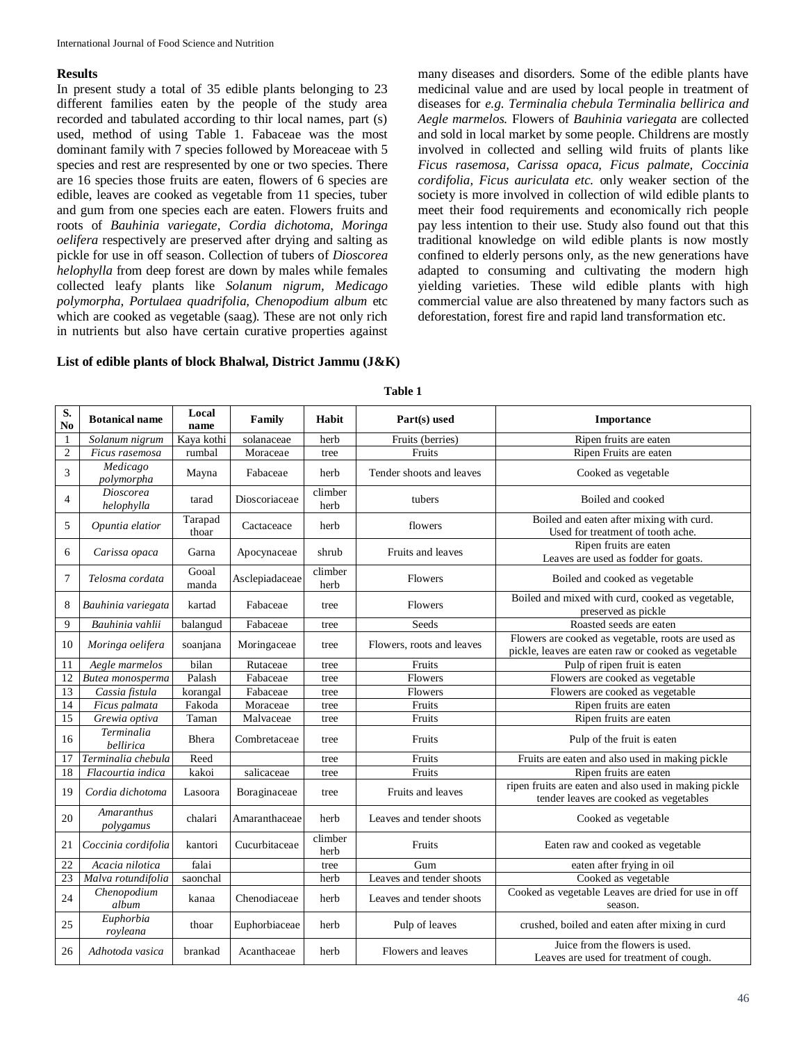## Results

In present study a total of 35 edible plants belonging to 23 different families eaten by the people of the study area recorded and tabulated according to thir local names, part (s) used, method of using Table 1. Fabaceae was the most dominant family with 7 species followed by Moreaceae with 5 species and rest are respresented by one or two species. There are 16 species those fruits are eaten, flowers of 6 species are edible, leaves are cooked as vegetable from 11 species, tuber and gum from one species each are eaten. Flowers fruits and roots of *Bauhinia variegate*, *Cordia dichotoma, Moringa oelifera* respectively are preserved after drying and salting as pickle for use in off season. Collection of tubers of *Dioscorea helophylla* from deep forest are down by males while females collected leafy plants like *Solanum nigrum, Medicago polymorpha, Portulaea quadrifolia, Chenopodium album* etc which are cooked as vegetable (saag). These are not only rich in nutrients but also have certain curative properties against many diseases and disorders. Some of the edible plants have medicinal value and are used by local people in treatment of diseases for *e.g. Terminalia chebula Terminalia bellirica and Aegle marmelos.* Flowers of *Bauhinia variegata* are collected and sold in local market by some people. Childrens are mostly involved in collected and selling wild fruits of plants like *Ficus rasemosa, Carissa opaca, Ficus palmate, Coccinia cordifolia, Ficus auriculata etc.* only weaker section of the society is more involved in collection of wild edible plants to meet their food requirements and economically rich people pay less intention to their use. Study also found out that this traditional knowledge on wild edible plants is now mostly confined to elderly persons only, as the new generations have adapted to consuming and cultivating the modern high yielding varieties. These wild edible plants with high commercial value are also threatened by many factors such as deforestation, forest fire and rapid land transformation etc.

**List of edible plants of block Bhalwal, District Jammu (J&K)**

**Table 1**

| S. No | Botanical name | Local name | Family | Habit | Part(s) used | Importance |
|---|---|---|---|---|---|---|
| 1 | *Solanum nigrum* | Kaya kothi | solanaceae | herb | Fruits (berries) | Ripen fruits are eaten |
| 2 | *Ficus rasemosa* | rumbal | Moraceae | tree | Fruits | Ripen Fruits are eaten |
| 3 | *Medicago polymorpha* | Mayna | Fabaceae | herb | Tender shoots and leaves | Cooked as vegetable |
| 4 | *Dioscorea helophylla* | tarad | Dioscoriaceae | climber herb | tubers | Boiled and cooked |
| 5 | *Opuntia elatior* | Tarapad thoar | Cactaceace | herb | flowers | Boiled and eaten after mixing with curd. Used for treatment of tooth ache. |
| 6 | *Carissa opaca* | Garna | Apocynaceae | shrub | Fruits and leaves | Ripen fruits are eaten Leaves are used as fodder for goats. |
| 7 | *Telosma cordata* | Gooal manda | Asclepiadaceae | climber herb | Flowers | Boiled and cooked as vegetable |
| 8 | *Bauhinia variegata* | kartad | Fabaceae | tree | Flowers | Boiled and mixed with curd, cooked as vegetable, preserved as pickle |
| 9 | *Bauhinia vahlii* | balangud | Fabaceae | tree | Seeds | Roasted seeds are eaten |
| 10 | *Moringa oelifera* | soanjana | Moringaceae | tree | Flowers, roots and leaves | Flowers are cooked as vegetable, roots are used as pickle, leaves are eaten raw or cooked as vegetable |
| 11 | *Aegle marmelos* | bilan | Rutaceae | tree | Fruits | Pulp of ripen fruit is eaten |
| 12 | *Butea monosperma* | Palash | Fabaceae | tree | Flowers | Flowers are cooked as vegetable |
| 13 | *Cassia fistula* | korangal | Fabaceae | tree | Flowers | Flowers are cooked as vegetable |
| 14 | *Ficus palmata* | Fakoda | Moraceae | tree | Fruits | Ripen fruits are eaten |
| 15 | *Grewia optiva* | Taman | Malvaceae | tree | Fruits | Ripen fruits are eaten |
| 16 | *Terminalia bellirica* | Bhera | Combretaceae | tree | Fruits | Pulp of the fruit is eaten |
| 17 | *Terminalia chebula* | Reed | | tree | Fruits | Fruits are eaten and also used in making pickle |
| 18 | *Flacourtia indica* | kakoi | salicaceae | tree | Fruits | Ripen fruits are eaten |
| 19 | *Cordia dichotoma* | Lasoora | Boraginaceae | tree | Fruits and leaves | ripen fruits are eaten and also used in making pickle tender leaves are cooked as vegetables |
| 20 | *Amaranthus polygamus* | chalari | Amaranthaceae | herb | Leaves and tender shoots | Cooked as vegetable |
| 21 | *Coccinia cordifolia* | kantori | Cucurbitaceae | climber herb | Fruits | Eaten raw and cooked as vegetable |
| 22 | *Acacia nilotica* | falai | | tree | Gum | eaten after frying in oil |
| 23 | *Malva rotundifolia* | saonchal | | herb | Leaves and tender shoots | Cooked as vegetable |
| 24 | *Chenopodium album* | kanaa | Chenodiaceae | herb | Leaves and tender shoots | Cooked as vegetable Leaves are dried for use in off season. |
| 25 | *Euphorbia royleana* | thoar | Euphorbiaceae | herb | Pulp of leaves | crushed, boiled and eaten after mixing in curd |
| 26 | *Adhotoda vasica* | brankad | Acanthaceae | herb | Flowers and leaves | Juice from the flowers is used. Leaves are used for treatment of cough. |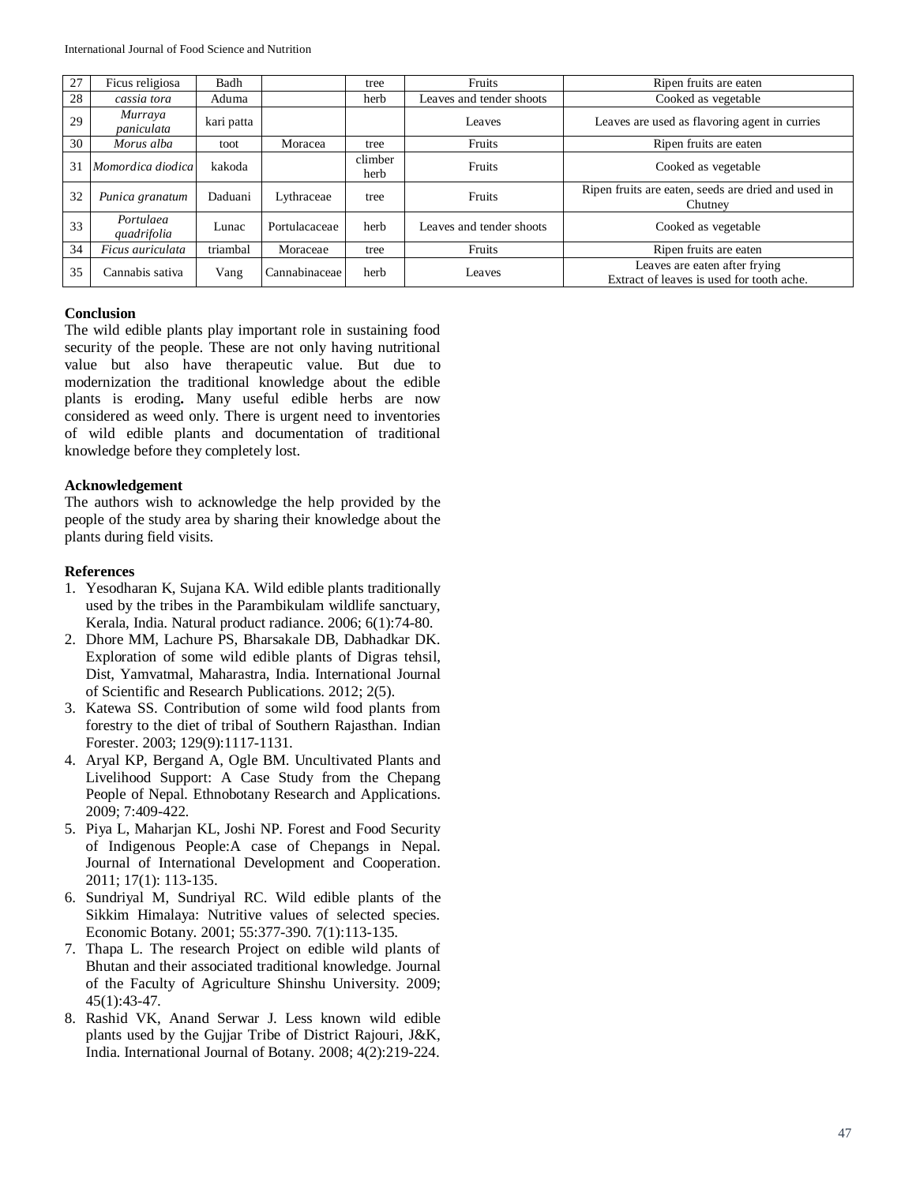| | | | | | | |
|---|---|---|---|---|---|---|
| 27 | Ficus religiosa | Badh | | tree | Fruits | Ripen fruits are eaten |
| 28 | *cassia tora* | Aduma | | herb | Leaves and tender shoots | Cooked as vegetable |
| 29 | *Murraya paniculata* | kari patta | | | Leaves | Leaves are used as flavoring agent in curries |
| 30 | *Morus alba* | toot | Moracea | tree | Fruits | Ripen fruits are eaten |
| 31 | *Momordica diodica* | kakoda | | climber herb | Fruits | Cooked as vegetable |
| 32 | *Punica granatum* | Daduani | Lythraceae | tree | Fruits | Ripen fruits are eaten, seeds are dried and used in Chutney |
| 33 | *Portulaea quadrifolia* | Lunac | Portulacaceae | herb | Leaves and tender shoots | Cooked as vegetable |
| 34 | *Ficus auriculata* | triambal | Moraceae | tree | Fruits | Ripen fruits are eaten |
| 35 | Cannabis sativa | Vang | Cannabinaceae | herb | Leaves | Leaves are eaten after frying Extract of leaves is used for tooth ache. |

**Conclusion**

The wild edible plants play important role in sustaining food security of the people. These are not only having nutritional value but also have therapeutic value. But due to modernization the traditional knowledge about the edible plants is eroding**.** Many useful edible herbs are now considered as weed only. There is urgent need to inventories of wild edible plants and documentation of traditional knowledge before they completely lost.

**Acknowledgement**

The authors wish to acknowledge the help provided by the people of the study area by sharing their knowledge about the plants during field visits.

**References**

1. Yesodharan K, Sujana KA. Wild edible plants traditionally used by the tribes in the Parambikulam wildlife sanctuary, Kerala, India. Natural product radiance. 2006; 6(1):74-80.
2. Dhore MM, Lachure PS, Bharsakale DB, Dabhadkar DK. Exploration of some wild edible plants of Digras tehsil, Dist, Yamvatmal, Maharastra, India. International Journal of Scientific and Research Publications. 2012; 2(5).
3. Katewa SS. Contribution of some wild food plants from forestry to the diet of tribal of Southern Rajasthan. Indian Forester. 2003; 129(9):1117-1131.
4. Aryal KP, Bergand A, Ogle BM. Uncultivated Plants and Livelihood Support: A Case Study from the Chepang People of Nepal. Ethnobotany Research and Applications. 2009; 7:409-422.
5. Piya L, Maharjan KL, Joshi NP. Forest and Food Security of Indigenous People:A case of Chepangs in Nepal. Journal of International Development and Cooperation. 2011; 17(1): 113-135.
6. Sundriyal M, Sundriyal RC. Wild edible plants of the Sikkim Himalaya: Nutritive values of selected species. Economic Botany. 2001; 55:377-390. 7(1):113-135.
7. Thapa L. The research Project on edible wild plants of Bhutan and their associated traditional knowledge. Journal of the Faculty of Agriculture Shinshu University. 2009; 45(1):43-47.
8. Rashid VK, Anand Serwar J. Less known wild edible plants used by the Gujjar Tribe of District Rajouri, J&K, India. International Journal of Botany. 2008; 4(2):219-224.